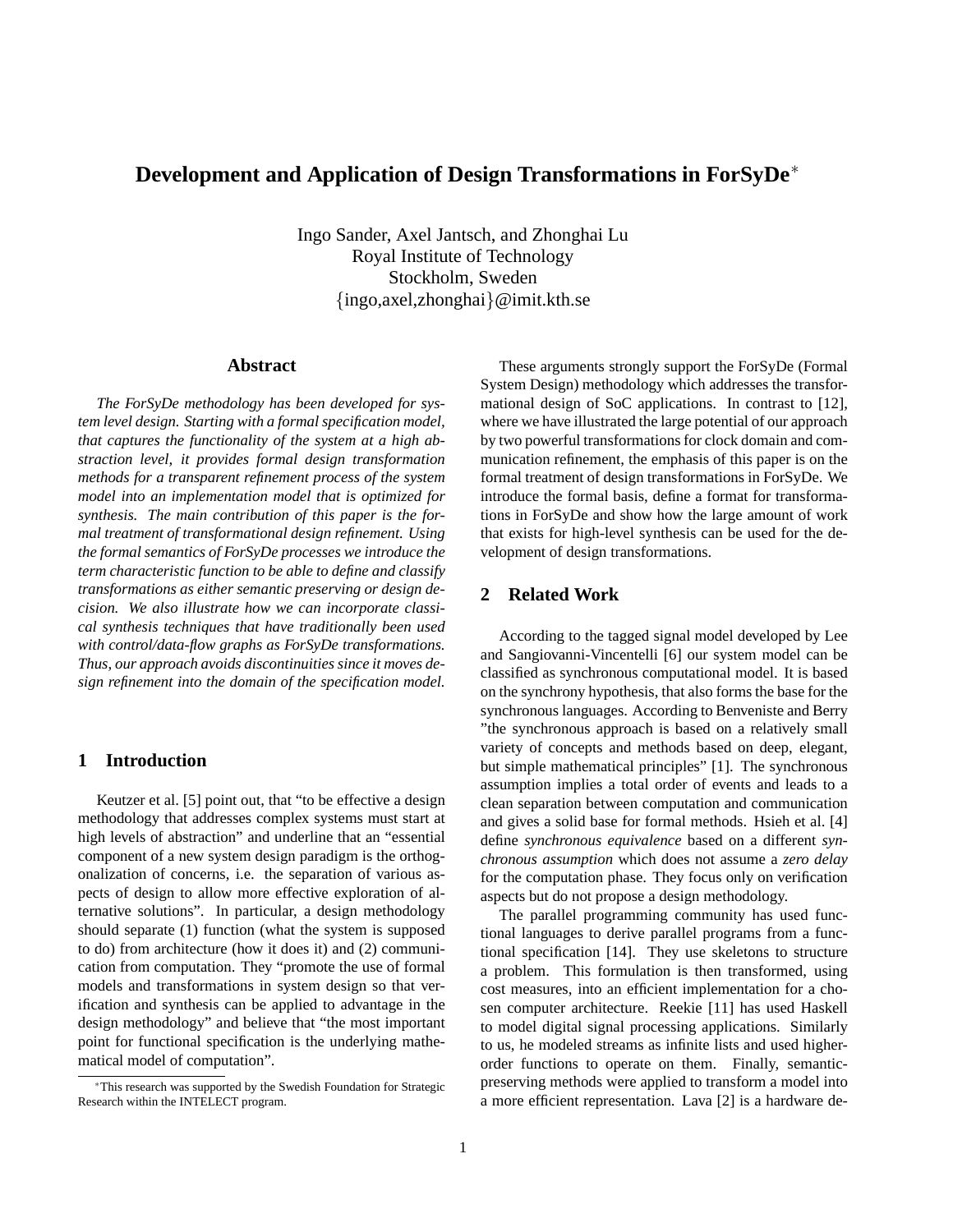# Development and Application of Design Transformations in ForSyDe*

Ingo Sander, Axel Jantsch, and Zhonghai Lu
Royal Institute of Technology
Stockholm, Sweden
{ingo,axel,zhonghai}@imit.kth.se

## Abstract

*The ForSyDe methodology has been developed for system level design. Starting with a formal specification model, that captures the functionality of the system at a high abstraction level, it provides formal design transformation methods for a transparent refinement process of the system model into an implementation model that is optimized for synthesis. The main contribution of this paper is the formal treatment of transformational design refinement. Using the formal semantics of ForSyDe processes we introduce the term characteristic function to be able to define and classify transformations as either semantic preserving or design decision. We also illustrate how we can incorporate classical synthesis techniques that have traditionally been used with control/data-flow graphs as ForSyDe transformations. Thus, our approach avoids discontinuities since it moves design refinement into the domain of the specification model.*

## 1 Introduction

Keutzer et al. [5] point out, that "to be effective a design methodology that addresses complex systems must start at high levels of abstraction" and underline that an "essential component of a new system design paradigm is the orthogonalization of concerns, i.e. the separation of various aspects of design to allow more effective exploration of alternative solutions". In particular, a design methodology should separate (1) function (what the system is supposed to do) from architecture (how it does it) and (2) communication from computation. They "promote the use of formal models and transformations in system design so that verification and synthesis can be applied to advantage in the design methodology" and believe that "the most important point for functional specification is the underlying mathematical model of computation".

These arguments strongly support the ForSyDe (Formal System Design) methodology which addresses the transformational design of SoC applications. In contrast to [12], where we have illustrated the large potential of our approach by two powerful transformations for clock domain and communication refinement, the emphasis of this paper is on the formal treatment of design transformations in ForSyDe. We introduce the formal basis, define a format for transformations in ForSyDe and show how the large amount of work that exists for high-level synthesis can be used for the development of design transformations.

## 2 Related Work

According to the tagged signal model developed by Lee and Sangiovanni-Vincentelli [6] our system model can be classified as synchronous computational model. It is based on the synchrony hypothesis, that also forms the base for the synchronous languages. According to Benveniste and Berry "the synchronous approach is based on a relatively small variety of concepts and methods based on deep, elegant, but simple mathematical principles" [1]. The synchronous assumption implies a total order of events and leads to a clean separation between computation and communication and gives a solid base for formal methods. Hsieh et al. [4] define *synchronous equivalence* based on a different *synchronous assumption* which does not assume a *zero delay* for the computation phase. They focus only on verification aspects but do not propose a design methodology.

The parallel programming community has used functional languages to derive parallel programs from a functional specification [14]. They use skeletons to structure a problem. This formulation is then transformed, using cost measures, into an efficient implementation for a chosen computer architecture. Reekie [11] has used Haskell to model digital signal processing applications. Similarly to us, he modeled streams as infinite lists and used higher-order functions to operate on them. Finally, semantic-preserving methods were applied to transform a model into a more efficient representation. Lava [2] is a hardware de-

*This research was supported by the Swedish Foundation for Strategic Research within the INTELECT program.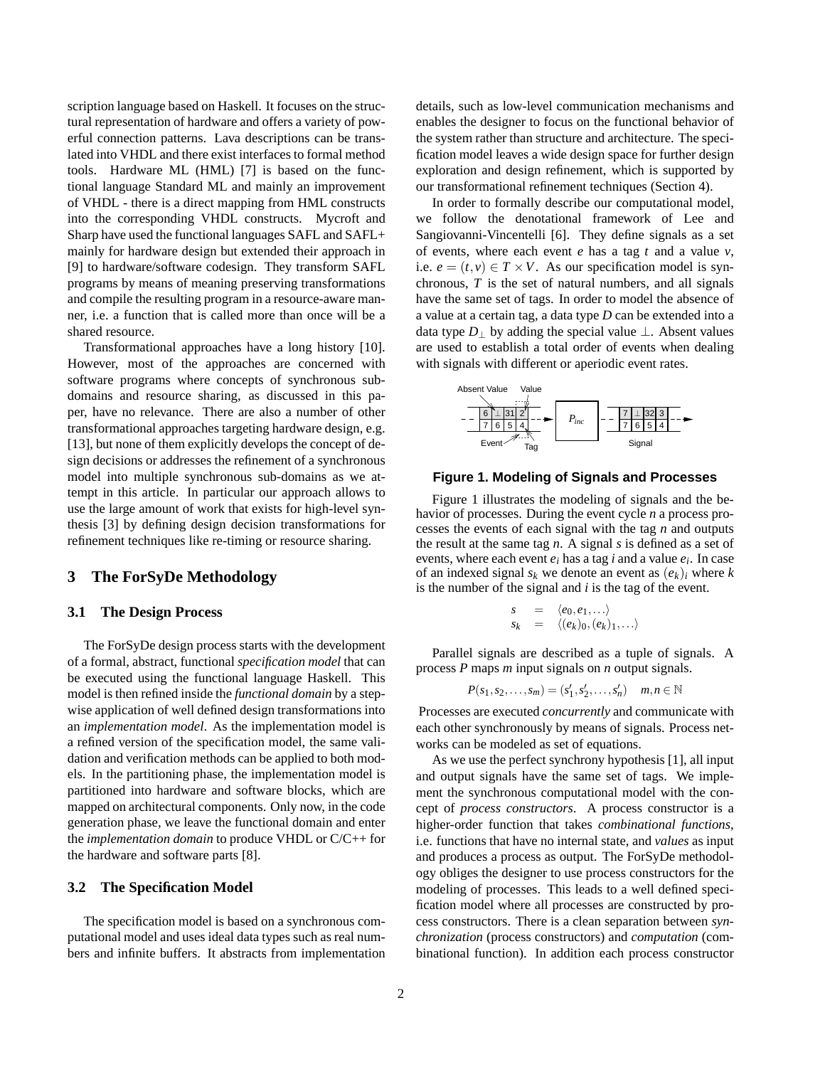scription language based on Haskell. It focuses on the structural representation of hardware and offers a variety of powerful connection patterns. Lava descriptions can be translated into VHDL and there exist interfaces to formal method tools. Hardware ML (HML) [7] is based on the functional language Standard ML and mainly an improvement of VHDL - there is a direct mapping from HML constructs into the corresponding VHDL constructs. Mycroft and Sharp have used the functional languages SAFL and SAFL+ mainly for hardware design but extended their approach in [9] to hardware/software codesign. They transform SAFL programs by means of meaning preserving transformations and compile the resulting program in a resource-aware manner, i.e. a function that is called more than once will be a shared resource.

Transformational approaches have a long history [10]. However, most of the approaches are concerned with software programs where concepts of synchronous subdomains and resource sharing, as discussed in this paper, have no relevance. There are also a number of other transformational approaches targeting hardware design, e.g. [13], but none of them explicitly develops the concept of design decisions or addresses the refinement of a synchronous model into multiple synchronous sub-domains as we attempt in this article. In particular our approach allows to use the large amount of work that exists for high-level synthesis [3] by defining design decision transformations for refinement techniques like re-timing or resource sharing.

## 3 The ForSyDe Methodology

### 3.1 The Design Process

The ForSyDe design process starts with the development of a formal, abstract, functional *specification model* that can be executed using the functional language Haskell. This model is then refined inside the *functional domain* by a stepwise application of well defined design transformations into an *implementation model*. As the implementation model is a refined version of the specification model, the same validation and verification methods can be applied to both models. In the partitioning phase, the implementation model is partitioned into hardware and software blocks, which are mapped on architectural components. Only now, in the code generation phase, we leave the functional domain and enter the *implementation domain* to produce VHDL or C/C++ for the hardware and software parts [8].

### 3.2 The Specification Model

The specification model is based on a synchronous computational model and uses ideal data types such as real numbers and infinite buffers. It abstracts from implementation details, such as low-level communication mechanisms and enables the designer to focus on the functional behavior of the system rather than structure and architecture. The specification model leaves a wide design space for further design exploration and design refinement, which is supported by our transformational refinement techniques (Section 4).

In order to formally describe our computational model, we follow the denotational framework of Lee and Sangiovanni-Vincentelli [6]. They define signals as a set of events, where each event $e$ has a tag $t$ and a value $v$, i.e. $e = (t, v) \in T \times V$. As our specification model is synchronous, $T$ is the set of natural numbers, and all signals have the same set of tags. In order to model the absence of a value at a certain tag, a data type $D$ can be extended into a data type $D_\perp$ by adding the special value $\perp$. Absent values are used to establish a total order of events when dealing with signals with different or aperiodic event rates.

**Figure 1. Modeling of Signals and Processes**

Figure 1 illustrates the modeling of signals and the behavior of processes. During the event cycle $n$ a process processes the events of each signal with the tag $n$ and outputs the result at the same tag $n$. A signal $s$ is defined as a set of events, where each event $e_i$ has a tag $i$ and a value $e_i$. In case of an indexed signal $s_k$ we denote an event as $(e_k)_i$ where $k$ is the number of the signal and $i$ is the tag of the event.

$$
\begin{aligned}
s &= \langle e_0, e_1, \ldots \rangle \\
s_k &= \langle (e_k)_0, (e_k)_1, \ldots \rangle
\end{aligned}
$$

Parallel signals are described as a tuple of signals. A process $P$ maps $m$ input signals on $n$ output signals.

$$P(s_1, s_2, \ldots, s_m) = (s'_1, s'_2, \ldots, s'_n) \quad m, n \in \mathbb{N}$$

Processes are executed *concurrently* and communicate with each other synchronously by means of signals. Process networks can be modeled as set of equations.

As we use the perfect synchrony hypothesis [1], all input and output signals have the same set of tags. We implement the synchronous computational model with the concept of *process constructors*. A process constructor is a higher-order function that takes *combinational functions*, i.e. functions that have no internal state, and *values* as input and produces a process as output. The ForSyDe methodology obliges the designer to use process constructors for the modeling of processes. This leads to a well defined specification model where all processes are constructed by process constructors. There is a clean separation between *synchronization* (process constructors) and *computation* (combinational function). In addition each process constructor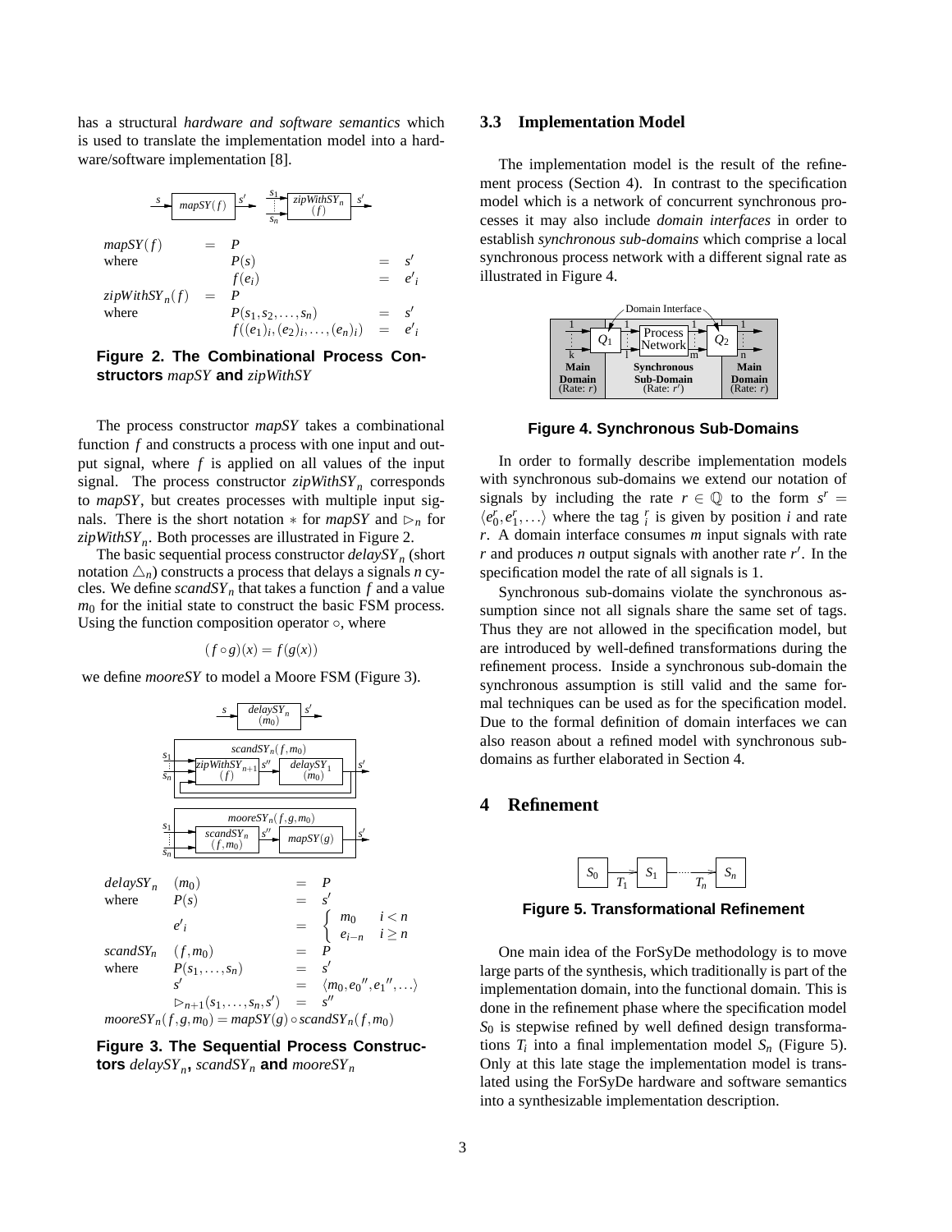has a structural *hardware and software semantics* which is used to translate the implementation model into a hardware/software implementation [8].

$$
\begin{array}{llll}
mapSY(f) & = & P & \\
\text{where} & & P(s) & = s' \\
 & & f(e_i) & = e'_i \\
zipWithSY_n(f) & = & P & \\
\text{where} & & P(s_1, s_2, \ldots, s_n) & = s' \\
 & & f((e_1)_i, (e_2)_i, \ldots, (e_n)_i) & = e'_i
\end{array}
$$

**Figure 2. The Combinational Process Constructors** *mapSY* **and** *zipWithSY*

The process constructor *mapSY* takes a combinational function $f$ and constructs a process with one input and output signal, where $f$ is applied on all values of the input signal. The process constructor $zipWithSY_n$ corresponds to *mapSY*, but creates processes with multiple input signals. There is the short notation $*$ for *mapSY* and $\triangleright_n$ for $zipWithSY_n$. Both processes are illustrated in Figure 2.

The basic sequential process constructor $delaySY_n$ (short notation $\triangle_n$) constructs a process that delays a signals $n$ cycles. We define $scandSY_n$ that takes a function $f$ and a value $m_0$ for the initial state to construct the basic FSM process. Using the function composition operator $\circ$, where

$$(f \circ g)(x) = f(g(x))$$

we define *mooreSY* to model a Moore FSM (Figure 3).

$$
\begin{array}{llll}
delaySY_n & (m_0) & = & P \\
\text{where} & P(s) & = & s' \\
 & e'_i & = & \begin{cases} m_0 & i < n \\ e_{i-n} & i \geq n \end{cases} \\
scandSY_n & (f, m_0) & = & P \\
\text{where} & P(s_1, \ldots, s_n) & = & s' \\
 & s' & = & \langle m_0, e_0{}'', e_1{}'', \ldots \rangle \\
 & \triangleright_{n+1}(s_1, \ldots, s_n, s') & = & s''
\end{array}
$$

$$mooreSY_n(f, g, m_0) = mapSY(g) \circ scandSY_n(f, m_0)$$

**Figure 3. The Sequential Process Constructors** $delaySY_n$**,** $scandSY_n$ **and** $mooreSY_n$

### 3.3 Implementation Model

The implementation model is the result of the refinement process (Section 4). In contrast to the specification model which is a network of concurrent synchronous processes it may also include *domain interfaces* in order to establish *synchronous sub-domains* which comprise a local synchronous process network with a different signal rate as illustrated in Figure 4.

**Figure 4. Synchronous Sub-Domains**

In order to formally describe implementation models with synchronous sub-domains we extend our notation of signals by including the rate $r \in \mathbb{Q}$ to the form $s^r = \langle e_0^r, e_1^r, \ldots \rangle$ where the tag $_i^r$ is given by position $i$ and rate $r$. A domain interface consumes $m$ input signals with rate $r$ and produces $n$ output signals with another rate $r'$. In the specification model the rate of all signals is 1.

Synchronous sub-domains violate the synchronous assumption since not all signals share the same set of tags. Thus they are not allowed in the specification model, but are introduced by well-defined transformations during the refinement process. Inside a synchronous sub-domain the synchronous assumption is still valid and the same formal techniques can be used as for the specification model. Due to the formal definition of domain interfaces we can also reason about a refined model with synchronous sub-domains as further elaborated in Section 4.

## 4 Refinement

**Figure 5. Transformational Refinement**

One main idea of the ForSyDe methodology is to move large parts of the synthesis, which traditionally is part of the implementation domain, into the functional domain. This is done in the refinement phase where the specification model $S_0$ is stepwise refined by well defined design transformations $T_i$ into a final implementation model $S_n$ (Figure 5). Only at this late stage the implementation model is translated using the ForSyDe hardware and software semantics into a synthesizable implementation description.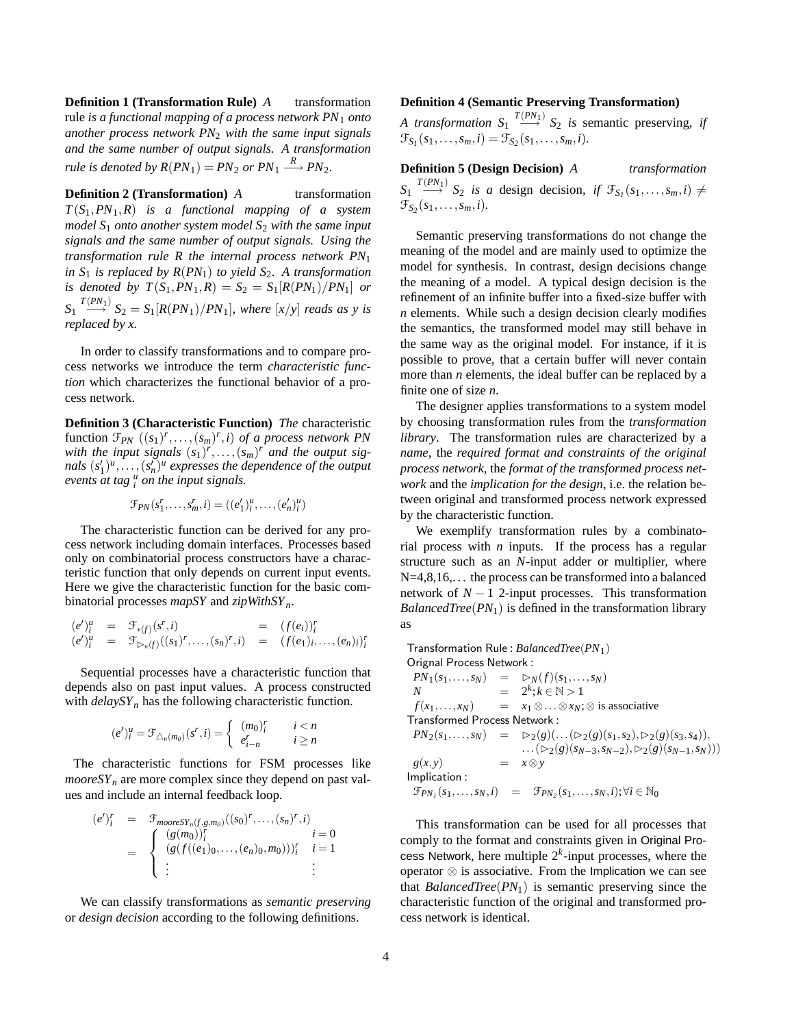**Definition 1 (Transformation Rule)** *A* transformation rule *is a functional mapping of a process network $PN_1$ onto another process network $PN_2$ with the same input signals and the same number of output signals. A transformation rule is denoted by $R(PN_1) = PN_2$ or $PN_1 \stackrel{R}{\longrightarrow} PN_2$.*

**Definition 2 (Transformation)** *A* transformation *$T(S_1, PN_1, R)$ is a functional mapping of a system model $S_1$ onto another system model $S_2$ with the same input signals and the same number of output signals. Using the transformation rule R the internal process network $PN_1$ in $S_1$ is replaced by $R(PN_1)$ to yield $S_2$. A transformation is denoted by $T(S_1, PN_1, R) = S_2 = S_1[R(PN_1)/PN_1]$ or $S_1 \stackrel{T(PN_1)}{\longrightarrow} S_2 = S_1[R(PN_1)/PN_1]$, where $[x/y]$ reads as y is replaced by x.*

In order to classify transformations and to compare process networks we introduce the term *characteristic function* which characterizes the functional behavior of a process network.

**Definition 3 (Characteristic Function)** *The* characteristic function $\mathcal{F}_{PN}$ $((s_1)^r, \ldots, (s_m)^r, i)$ *of a process network PN with the input signals $(s_1)^r, \ldots, (s_m)^r$ and the output signals $(s'_1)^u, \ldots, (s'_n)^u$ expresses the dependence of the output events at tag $^u_i$ on the input signals.*

$$\mathcal{F}_{PN}(s^r_1, \ldots, s^r_m, i) = ((e'_1)^u_i, \ldots, (e'_n)^u_i)$$

The characteristic function can be derived for any process network including domain interfaces. Processes based only on combinatorial process constructors have a characteristic function that only depends on current input events. Here we give the characteristic function for the basic combinatorial processes *mapSY* and *zipWithSY$_n$*.

$$\begin{array}{lllll} (e')^u_i & = & \mathcal{F}_{*(f)}(s^r, i) & = & (f(e_i))^r_i \\ (e')^u_i & = & \mathcal{F}_{\rhd_n(f)}((s_1)^r, \ldots, (s_n)^r, i) & = & (f(e_1)_i, \ldots, (e_n)_i)^r_i \end{array}$$

Sequential processes have a characteristic function that depends also on past input values. A process constructed with *delaySY$_n$* has the following characteristic function.

$$(e')^u_i = \mathcal{F}_{\triangle_n(m_0)}(s^r, i) = \begin{cases} (m_0)^r_i & i < n \\ e^r_{i-n} & i \geq n \end{cases}$$

The characteristic functions for FSM processes like *mooreSY$_n$* are more complex since they depend on past values and include an internal feedback loop.

$$\begin{array}{lll} (e')^r_i & = & \mathcal{F}_{mooreSY_n(f,g,m_0)}((s_0)^r, \ldots, (s_n)^r, i) \\ & = & \begin{cases} (g(m_0))^r_i & i = 0 \\ (g(f((e_1)_0, \ldots, (e_n)_0, m_0)))^r_i & i = 1 \\ \vdots & \vdots \end{cases} \end{array}$$

We can classify transformations as *semantic preserving* or *design decision* according to the following definitions.

**Definition 4 (Semantic Preserving Transformation)** *A transformation $S_1 \stackrel{T(PN_1)}{\longrightarrow} S_2$ is* semantic preserving*, if $\mathcal{F}_{S_1}(s_1, \ldots, s_m, i) = \mathcal{F}_{S_2}(s_1, \ldots, s_m, i)$.*

**Definition 5 (Design Decision)** *A transformation $S_1 \stackrel{T(PN_1)}{\longrightarrow} S_2$ is a* design decision*, if $\mathcal{F}_{S_1}(s_1, \ldots, s_m, i) \neq \mathcal{F}_{S_2}(s_1, \ldots, s_m, i)$.*

Semantic preserving transformations do not change the meaning of the model and are mainly used to optimize the model for synthesis. In contrast, design decisions change the meaning of a model. A typical design decision is the refinement of an infinite buffer into a fixed-size buffer with *n* elements. While such a design decision clearly modifies the semantics, the transformed model may still behave in the same way as the original model. For instance, if it is possible to prove, that a certain buffer will never contain more than *n* elements, the ideal buffer can be replaced by a finite one of size *n*.

The designer applies transformations to a system model by choosing transformation rules from the *transformation library*. The transformation rules are characterized by a *name*, the *required format and constraints of the original process network*, the *format of the transformed process network* and the *implication for the design*, i.e. the relation between original and transformed process network expressed by the characteristic function.

We exemplify transformation rules by a combinatorial process with *n* inputs. If the process has a regular structure such as an *N*-input adder or multiplier, where N=4,8,16,... the process can be transformed into a balanced network of $N-1$ 2-input processes. This transformation *BalancedTree*$(PN_1)$ is defined in the transformation library as

Transformation Rule : *BalancedTree*$(PN_1)$
Orignal Process Network :

$$\begin{array}{lll} PN_1(s_1, \ldots, s_N) & = & \rhd_N(f)(s_1, \ldots, s_N) \\ N & = & 2^k; k \in \mathbb{N} > 1 \\ f(x_1, \ldots, x_N) & = & x_1 \otimes \ldots \otimes x_N; \otimes \text{ is associative} \end{array}$$

Transformed Process Network :

$$\begin{array}{lll} PN_2(s_1, \ldots, s_N) & = & \rhd_2(g)(\ldots(\rhd_2(g)(s_1, s_2), \rhd_2(g)(s_3, s_4)), \\ & & \ldots(\rhd_2(g)(s_{N-3}, s_{N-2}), \rhd_2(g)(s_{N-1}, s_N))) \\ g(x, y) & = & x \otimes y \end{array}$$

Implication :

$$\mathcal{F}_{PN_1}(s_1, \ldots, s_N, i) \quad = \quad \mathcal{F}_{PN_2}(s_1, \ldots, s_N, i); \forall i \in \mathbb{N}_0$$

This transformation can be used for all processes that comply to the format and constraints given in Original Process Network, here multiple $2^k$-input processes, where the operator $\otimes$ is associative. From the Implication we can see that *BalancedTree*$(PN_1)$ is semantic preserving since the characteristic function of the original and transformed process network is identical.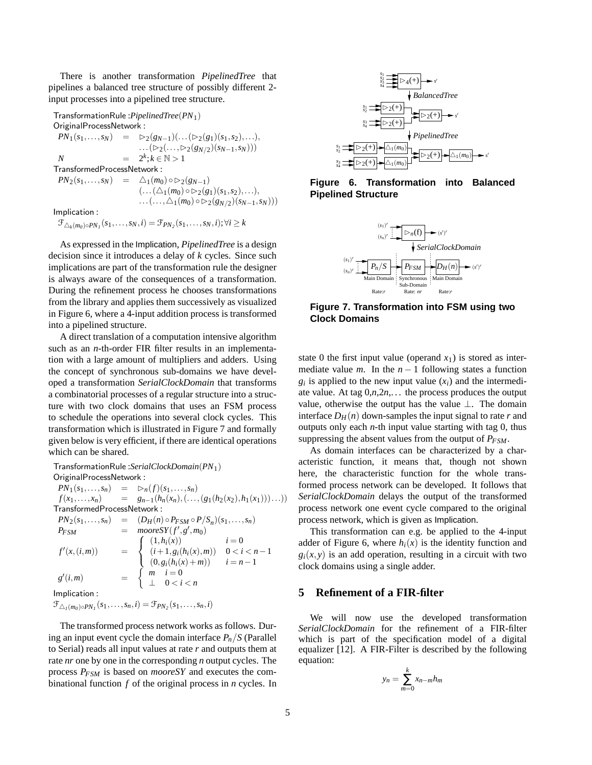There is another transformation *PipelinedTree* that pipelines a balanced tree structure of possibly different 2-input processes into a pipelined tree structure.

TransformationRule : *PipelinedTree*($PN_1$)
OriginalProcessNetwork :

$$
\begin{aligned}
PN_1(s_1,\ldots,s_N) &= \rhd_2(g_{N-1})(\ldots(\rhd_2(g_1)(s_1,s_2),\ldots),\\
&\quad \ldots(\rhd_2(\ldots,\rhd_2(g_{N/2})(s_{N-1},s_N)))\\
N &= 2^k; k \in \mathbb{N} > 1
\end{aligned}
$$

TransformedProcessNetwork :

$$
\begin{aligned}
PN_2(s_1,\ldots,s_N) &= \triangle_1(m_0) \circ \rhd_2(g_{N-1})\\
&\quad (\ldots(\triangle_1(m_0) \circ \rhd_2(g_1)(s_1,s_2),\ldots),\\
&\quad \ldots(\ldots,\triangle_1(m_0) \circ \rhd_2(g_{N/2})(s_{N-1},s_N)))
\end{aligned}
$$

Implication :

$$\mathcal{F}_{\triangle_k(m_0)\circ PN_1}(s_1,\ldots,s_N,i) = \mathcal{F}_{PN_2}(s_1,\ldots,s_N,i); \forall i \geq k$$

As expressed in the Implication, *PipelinedTree* is a design decision since it introduces a delay of $k$ cycles. Since such implications are part of the transformation rule the designer is always aware of the consequences of a transformation. During the refinement process he chooses transformations from the library and applies them successively as visualized in Figure 6, where a 4-input addition process is transformed into a pipelined structure.

A direct translation of a computation intensive algorithm such as an $n$-th-order FIR filter results in an implementation with a large amount of multipliers and adders. Using the concept of synchronous sub-domains we have developed a transformation *SerialClockDomain* that transforms a combinatorial processes of a regular structure into a structure with two clock domains that uses an FSM process to schedule the operations into several clock cycles. This transformation which is illustrated in Figure 7 and formally given below is very efficient, if there are identical operations which can be shared.

TransformationRule : *SerialClockDomain*($PN_1$)
OriginalProcessNetwork :

$$
\begin{aligned}
PN_1(s_1,\ldots,s_n) &= \rhd_n(f)(s_1,\ldots,s_n)\\
f(x_1,\ldots,x_n) &= g_{n-1}(h_n(x_n),(\ldots,(g_1(h_2(x_2),h_1(x_1)))\ldots))
\end{aligned}
$$

TransformedProcessNetwork :

$$
\begin{aligned}
PN_2(s_1,\ldots,s_n) &= (D_H(n) \circ P_{FSM} \circ P/S_n)(s_1,\ldots,s_n)\\
P_{FSM} &= mooreSY(f',g',m_0)\\
f'(x,(i,m)) &= \begin{cases} (1,h_i(x)) & i=0\\ (i+1,g_i(h_i(x),m)) & 0<i<n-1\\ (0,g_i(h_i(x)+m)) & i=n-1 \end{cases}\\
g'(i,m) &= \begin{cases} m & i=0\\ \bot & 0<i<n \end{cases}
\end{aligned}
$$

Implication :

$$\mathcal{F}_{\triangle_1(m_0)\circ PN_1}(s_1,\ldots,s_n,i) = \mathcal{F}_{PN_2}(s_1,\ldots,s_n,i)$$

The transformed process network works as follows. During an input event cycle the domain interface $P_n/S$ (Parallel to Serial) reads all input values at rate $r$ and outputs them at rate $nr$ one by one in the corresponding $n$ output cycles. The process $P_{FSM}$ is based on *mooreSY* and executes the combinational function $f$ of the original process in $n$ cycles. In state 0 the first input value (operand $x_1$) is stored as intermediate value $m$. In the $n-1$ following states a function $g_i$ is applied to the new input value ($x_i$) and the intermediate value. At tag $0,n,2n,\ldots$ the process produces the output value, otherwise the output has the value $\bot$. The domain interface $D_H(n)$ down-samples the input signal to rate $r$ and outputs only each $n$-th input value starting with tag 0, thus suppressing the absent values from the output of $P_{FSM}$.

**Figure 6. Transformation into Balanced Pipelined Structure**

**Figure 7. Transformation into FSM using two Clock Domains**

As domain interfaces can be characterized by a characteristic function, it means that, though not shown here, the characteristic function for the whole transformed process network can be developed. It follows that *SerialClockDomain* delays the output of the transformed process network one event cycle compared to the original process network, which is given as Implication.

This transformation can e.g. be applied to the 4-input adder of Figure 6, where $h_i(x)$ is the identity function and $g_i(x,y)$ is an add operation, resulting in a circuit with two clock domains using a single adder.

## 5 Refinement of a FIR-filter

We will now use the developed transformation *SerialClockDomain* for the refinement of a FIR-filter which is part of the specification model of a digital equalizer [12]. A FIR-Filter is described by the following equation:

$$y_n = \sum_{m=0}^{k} x_{n-m} h_m$$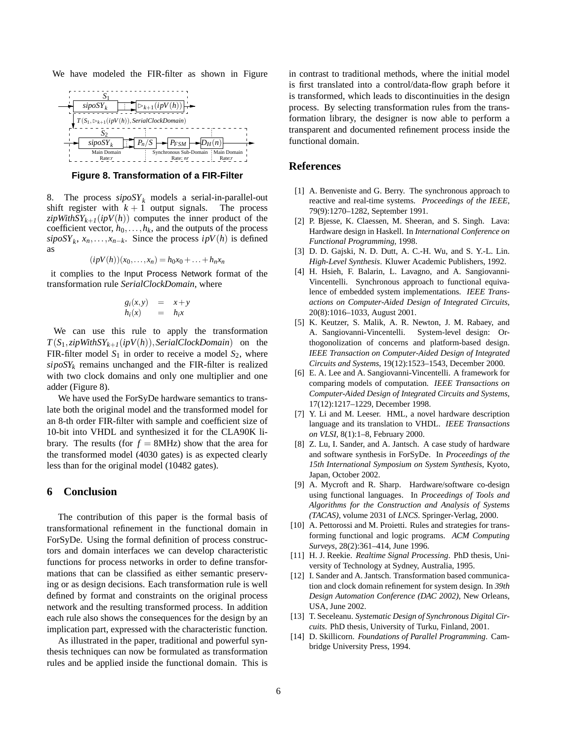We have modeled the FIR-filter as shown in Figure 8. The process $sipoSY_k$ models a serial-in-parallel-out shift register with $k+1$ output signals. The process $zipWithSY_{k+1}(ipV(h))$ computes the inner product of the coefficient vector, $h_0, \ldots, h_k$, and the outputs of the process $sipoSY_k$, $x_n, \ldots, x_{n-k}$. Since the process $ipV(h)$ is defined as

$$(ipV(h))(x_0, \ldots, x_n) = h_0 x_0 + \ldots + h_n x_n$$

it complies to the Input Process Network format of the transformation rule *SerialClockDomain*, where

$$\begin{aligned} g_i(x,y) &= x+y \\ h_i(x) &= h_i x \end{aligned}$$

We can use this rule to apply the transformation $T(S_1, zipWithSY_{k+1}(ipV(h)), SerialClockDomain)$ on the FIR-filter model $S_1$ in order to receive a model $S_2$, where $sipoSY_k$ remains unchanged and the FIR-filter is realized with two clock domains and only one multiplier and one adder (Figure 8).

We have used the ForSyDe hardware semantics to translate both the original model and the transformed model for an 8-th order FIR-filter with sample and coefficient size of 10-bit into VHDL and synthesized it for the CLA90K library. The results (for $f = 8$MHz) show that the area for the transformed model (4030 gates) is as expected clearly less than for the original model (10482 gates).

$S_1$
$sipoSY_k$
$\triangleright_{k+1}(ipV(h))$
$T(S_1, \triangleright_{k+1}(ipV(h)), SerialClockDomain)$
$S_2$
$sipoSY_k$
$P_n/S$
$P_{FSM}$
$D_H(n)$
Main Domain Rate: $r$
Synchronous Sub-Domain Rate: $nr$
Main Domain Rate: $r$

**Figure 8. Transformation of a FIR-Filter**

## 6 Conclusion

The contribution of this paper is the formal basis of transformational refinement in the functional domain in ForSyDe. Using the formal definition of process constructors and domain interfaces we can develop characteristic functions for process networks in order to define transformations that can be classified as either semantic preserving or as design decisions. Each transformation rule is well defined by format and constraints on the original process network and the resulting transformed process. In addition each rule also shows the consequences for the design by an implication part, expressed with the characteristic function.

As illustrated in the paper, traditional and powerful synthesis techniques can now be formulated as transformation rules and be applied inside the functional domain. This is in contrast to traditional methods, where the initial model is first translated into a control/data-flow graph before it is transformed, which leads to discontinuities in the design process. By selecting transformation rules from the transformation library, the designer is now able to perform a transparent and documented refinement process inside the functional domain.

## References

[1] A. Benveniste and G. Berry. The synchronous approach to reactive and real-time systems. *Proceedings of the IEEE*, 79(9):1270–1282, September 1991.

[2] P. Bjesse, K. Claessen, M. Sheeran, and S. Singh. Lava: Hardware design in Haskell. In *International Conference on Functional Programming*, 1998.

[3] D. D. Gajski, N. D. Dutt, A. C.-H. Wu, and S. Y.-L. Lin. *High-Level Synthesis*. Kluwer Academic Publishers, 1992.

[4] H. Hsieh, F. Balarin, L. Lavagno, and A. Sangiovanni-Vincentelli. Synchronous approach to functional equivalence of embedded system implementations. *IEEE Transactions on Computer-Aided Design of Integrated Circuits*, 20(8):1016–1033, August 2001.

[5] K. Keutzer, S. Malik, A. R. Newton, J. M. Rabaey, and A. Sangiovanni-Vincentelli. System-level design: Orthogonolization of concerns and platform-based design. *IEEE Transaction on Computer-Aided Design of Integrated Circuits and Systems*, 19(12):1523–1543, December 2000.

[6] E. A. Lee and A. Sangiovanni-Vincentelli. A framework for comparing models of computation. *IEEE Transactions on Computer-Aided Design of Integrated Circuits and Systems*, 17(12):1217–1229, December 1998.

[7] Y. Li and M. Leeser. HML, a novel hardware description language and its translation to VHDL. *IEEE Transactions on VLSI*, 8(1):1–8, February 2000.

[8] Z. Lu, I. Sander, and A. Jantsch. A case study of hardware and software synthesis in ForSyDe. In *Proceedings of the 15th International Symposium on System Synthesis*, Kyoto, Japan, October 2002.

[9] A. Mycroft and R. Sharp. Hardware/software co-design using functional languages. In *Proceedings of Tools and Algorithms for the Construction and Analysis of Systems (TACAS)*, volume 2031 of *LNCS*. Springer-Verlag, 2000.

[10] A. Pettorossi and M. Proietti. Rules and strategies for transforming functional and logic programs. *ACM Computing Surveys*, 28(2):361–414, June 1996.

[11] H. J. Reekie. *Realtime Signal Processing*. PhD thesis, University of Technology at Sydney, Australia, 1995.

[12] I. Sander and A. Jantsch. Transformation based communication and clock domain refinement for system design. In *39th Design Automation Conference (DAC 2002)*, New Orleans, USA, June 2002.

[13] T. Seceleanu. *Systematic Design of Synchronous Digital Circuits*. PhD thesis, University of Turku, Finland, 2001.

[14] D. Skillicorn. *Foundations of Parallel Programming*. Cambridge University Press, 1994.